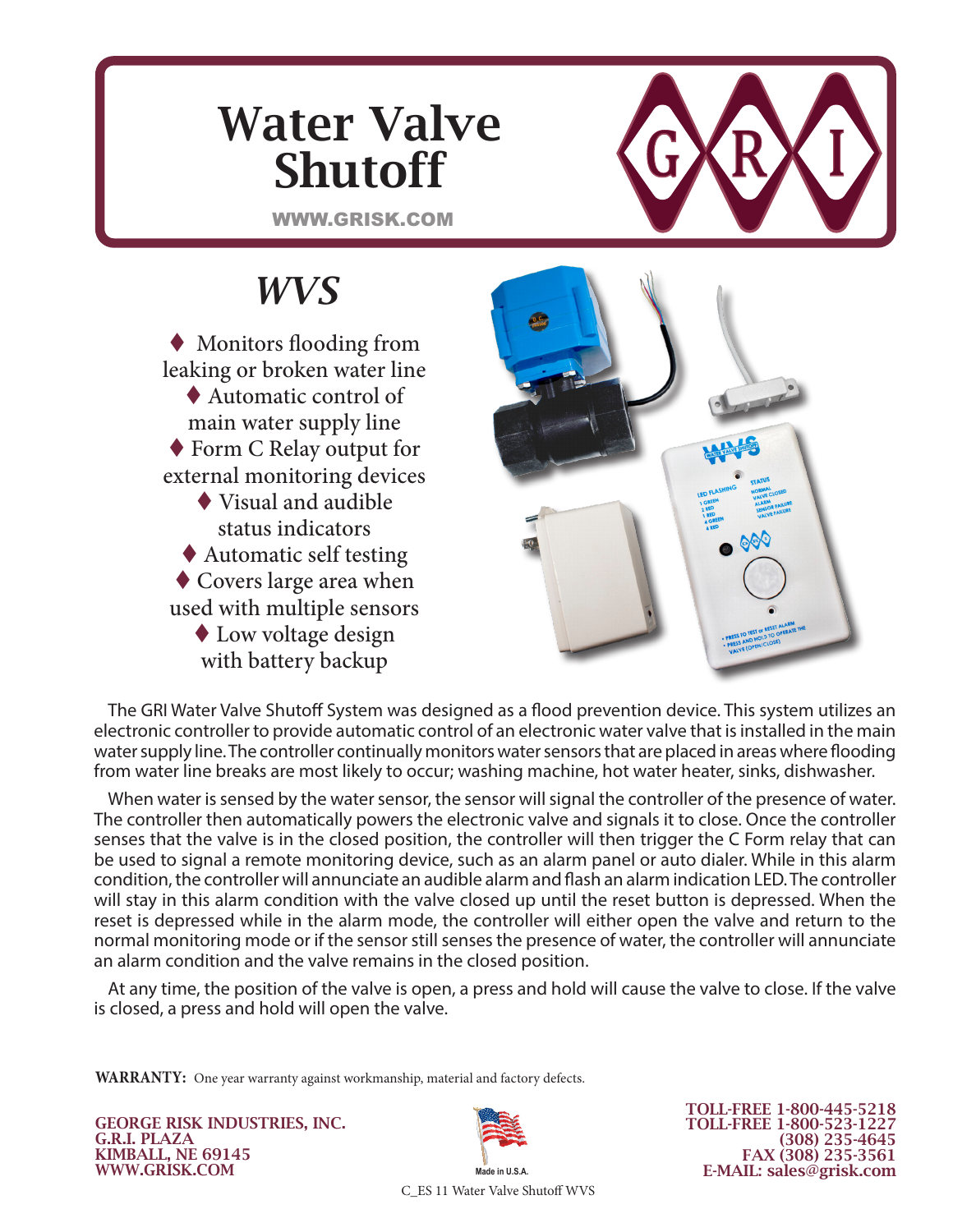# Water Valve Shutoff

WWW.GRISK.COM

## *WVS*

- ♦ Monitors flooding from leaking or broken water line
- ♦ Automatic control of main water supply line
- ♦ Form C Relay output for external monitoring devices
- ♦ Visual and audible status indicators
- ♦ Automatic self testing
- ♦ Covers large area when used with multiple sensors
- ♦ Low voltage design with battery backup

The GRI Water Valve Shutoff System was designed as a flood prevention device. This system utilizes an electronic controller to provide automatic control of an electronic water valve that is installed in the main water supply line. The controller continually monitors water sensors that are placed in areas where flooding from water line breaks are most likely to occur; washing machine, hot water heater, sinks, dishwasher.

When water is sensed by the water sensor, the sensor will signal the controller of the presence of water. The controller then automatically powers the electronic valve and signals it to close. Once the controller senses that the valve is in the closed position, the controller will then trigger the C Form relay that can be used to signal a remote monitoring device, such as an alarm panel or auto dialer. While in this alarm condition, the controller will annunciate an audible alarm and flash an alarm indication LED. The controller will stay in this alarm condition with the valve closed up until the reset button is depressed. When the reset is depressed while in the alarm mode, the controller will either open the valve and return to the normal monitoring mode or if the sensor still senses the presence of water, the controller will annunciate an alarm condition and the valve remains in the closed position.

At any time, the position of the valve is open, a press and hold will cause the valve to close. If the valve is closed, a press and hold will open the valve.

**WARRANTY:** One year warranty against workmanship, material and factory defects.

**GEORGE RISK INDUSTRIES, INC.**
**G.R.I. PLAZA**
**KIMBALL, NE 69145**
**WWW.GRISK.COM**

Made in U.S.A.

C_ES 11 Water Valve Shutoff WVS

**TOLL-FREE 1-800-445-5218**
**TOLL-FREE 1-800-523-1227**
**(308) 235-4645**
**FAX (308) 235-3561**
**E-MAIL: sales@grisk.com**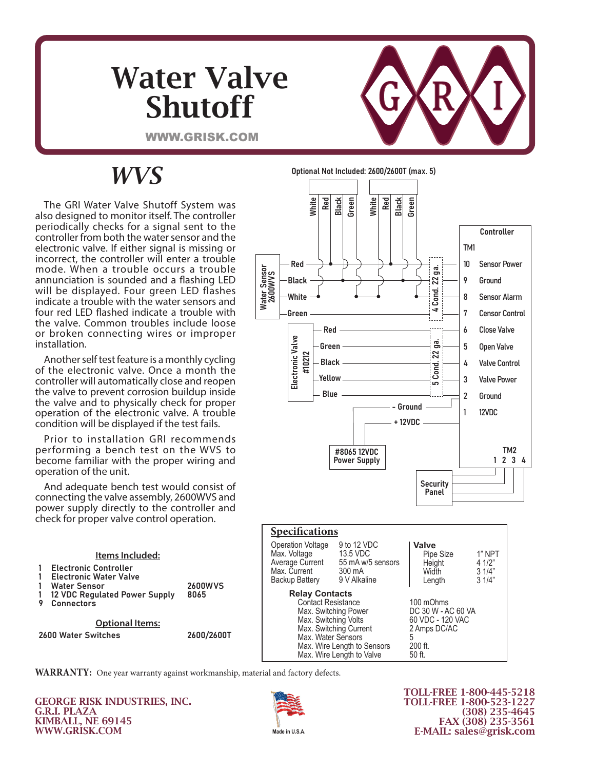# Water Valve Shutoff

WWW.GRISK.COM

## WVS

The GRI Water Valve Shutoff System was also designed to monitor itself. The controller periodically checks for a signal sent to the controller from both the water sensor and the electronic valve. If either signal is missing or incorrect, the controller will enter a trouble mode. When a trouble occurs a trouble annunciation is sounded and a flashing LED will be displayed. Four green LED flashes indicate a trouble with the water sensors and four red LED flashed indicate a trouble with the valve. Common troubles include loose or broken connecting wires or improper installation.

Another self test feature is a monthly cycling of the electronic valve. Once a month the controller will automatically close and reopen the valve to prevent corrosion buildup inside the valve and to physically check for proper operation of the electronic valve. A trouble condition will be displayed if the test fails.

Prior to installation GRI recommends performing a bench test on the WVS to become familiar with the proper wiring and operation of the unit.

And adequate bench test would consist of connecting the valve assembly, 2600WVS and power supply directly to the controller and check for proper valve control operation.

Optional Not Included: 2600/2600T (max. 5)

White Red Black Green White Red Black Green

Water Sensor 2600WVS: Red, Black, White, Green

4 Cond. 22 ga.

Electronic Valve #10212: Red, Green, Black, Yellow, Blue

5 Cond. 22 ga.

- Ground
+ 12VDC

#8065 12VDC Power Supply

Controller
TM1
10 Sensor Power
9 Ground
8 Sensor Alarm
7 Censor Control
6 Close Valve
5 Open Valve
4 Valve Control
3 Valve Power
2 Ground
1 12VDC

TM2
1 2 3 4

Security Panel

### Items Included:

| | | |
|---|---|---|
| 1 | Electronic Controller | |
| 1 | Electronic Water Valve | |
| 1 | Water Sensor | 2600WVS |
| 1 | 12 VDC Regulated Power Supply | 8065 |
| 9 | Connectors | |

### Optional Items:

| | |
|---|---|
| 2600 Water Switches | 2600/2600T |

### Specifications

| | |
|---|---|
| Operation Voltage | 9 to 12 VDC |
| Max. Voltage | 13.5 VDC |
| Average Current | 55 mA w/5 sensors |
| Max. Current | 300 mA |
| Backup Battery | 9 V Alkaline |

**Valve**

| | |
|---|---|
| Pipe Size | 1" NPT |
| Height | 4 1/2" |
| Width | 3 1/4" |
| Length | 3 1/4" |

**Relay Contacts**

| | |
|---|---|
| Contact Resistance | 100 mOhms |
| Max. Switching Power | DC 30 W - AC 60 VA |
| Max. Switching Volts | 60 VDC - 120 VAC |
| Max. Switching Current | 2 Amps DC/AC |
| Max. Water Sensors | 5 |
| Max. Wire Length to Sensors | 200 ft. |
| Max. Wire Length to Valve | 50 ft. |

**WARRANTY:** One year warranty against workmanship, material and factory defects.

GEORGE RISK INDUSTRIES, INC.
G.R.I. PLAZA
KIMBALL, NE 69145
WWW.GRISK.COM

Made in U.S.A.

TOLL-FREE 1-800-445-5218
TOLL-FREE 1-800-523-1227
(308) 235-4645
FAX (308) 235-3561
E-MAIL: sales@grisk.com